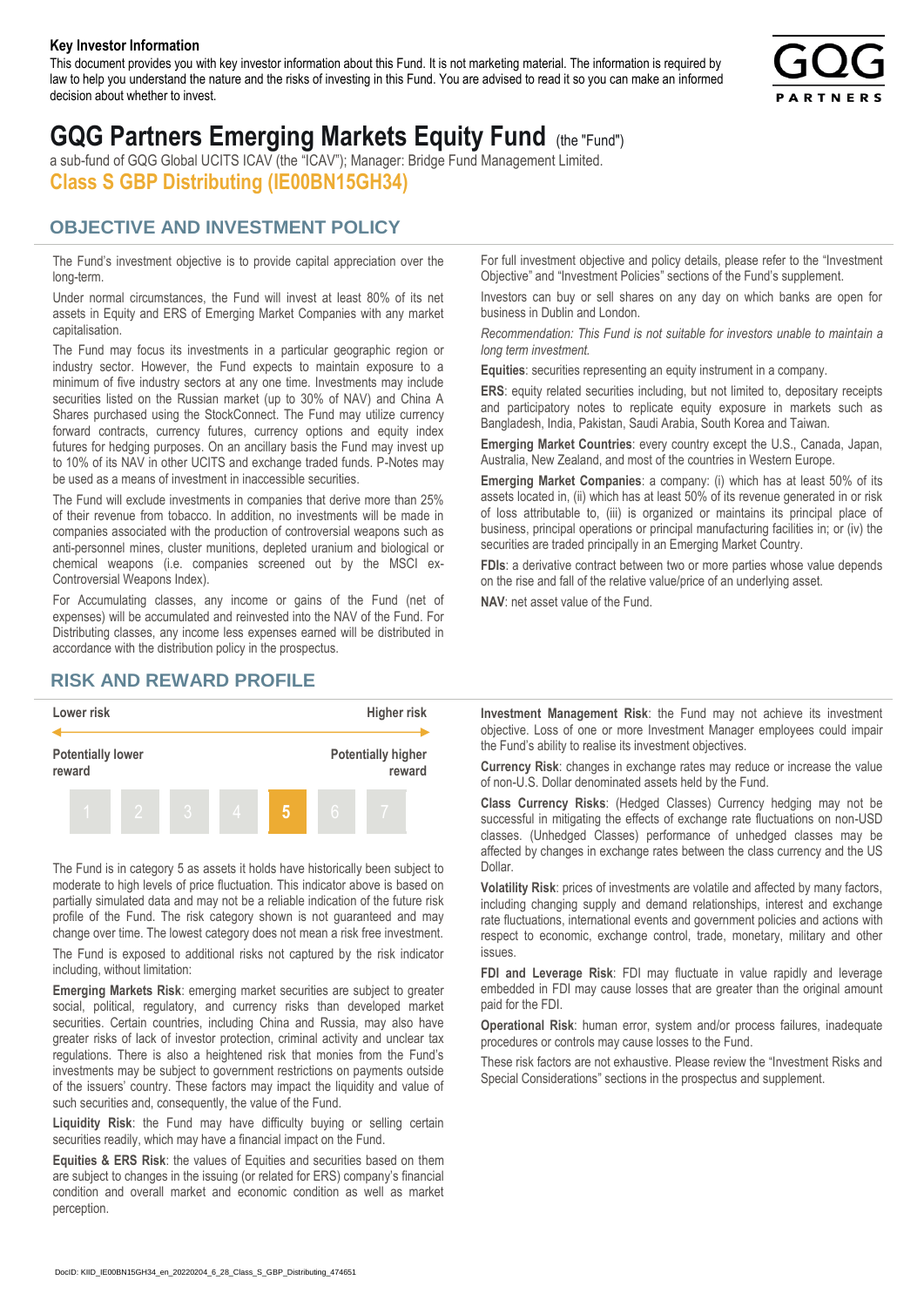**Key Investor Information**

This document provides you with key investor information about this Fund. It is not marketing material. The information is required by law to help you understand the nature and the risks of investing in this Fund. You are advised to read it so you can make an informed decision about whether to invest.

# GQG Partners Emerging Markets Equity Fund (the "Fund")

a sub-fund of GQG Global UCITS ICAV (the "ICAV"); Manager: Bridge Fund Management Limited.

## Class S GBP Distributing (IE00BN15GH34)

## OBJECTIVE AND INVESTMENT POLICY

The Fund's investment objective is to provide capital appreciation over the long-term.

Under normal circumstances, the Fund will invest at least 80% of its net assets in Equity and ERS of Emerging Market Companies with any market capitalisation.

The Fund may focus its investments in a particular geographic region or industry sector. However, the Fund expects to maintain exposure to a minimum of five industry sectors at any one time. Investments may include securities listed on the Russian market (up to 30% of NAV) and China A Shares purchased using the StockConnect. The Fund may utilize currency forward contracts, currency futures, currency options and equity index futures for hedging purposes. On an ancillary basis the Fund may invest up to 10% of its NAV in other UCITS and exchange traded funds. P-Notes may be used as a means of investment in inaccessible securities.

The Fund will exclude investments in companies that derive more than 25% of their revenue from tobacco. In addition, no investments will be made in companies associated with the production of controversial weapons such as anti-personnel mines, cluster munitions, depleted uranium and biological or chemical weapons (i.e. companies screened out by the MSCI ex-Controversial Weapons Index).

For Accumulating classes, any income or gains of the Fund (net of expenses) will be accumulated and reinvested into the NAV of the Fund. For Distributing classes, any income less expenses earned will be distributed in accordance with the distribution policy in the prospectus.

For full investment objective and policy details, please refer to the "Investment Objective" and "Investment Policies" sections of the Fund's supplement.

Investors can buy or sell shares on any day on which banks are open for business in Dublin and London.

*Recommendation: This Fund is not suitable for investors unable to maintain a long term investment.*

**Equities**: securities representing an equity instrument in a company.

**ERS**: equity related securities including, but not limited to, depositary receipts and participatory notes to replicate equity exposure in markets such as Bangladesh, India, Pakistan, Saudi Arabia, South Korea and Taiwan.

**Emerging Market Countries**: every country except the U.S., Canada, Japan, Australia, New Zealand, and most of the countries in Western Europe.

**Emerging Market Companies**: a company: (i) which has at least 50% of its assets located in, (ii) which has at least 50% of its revenue generated in or risk of loss attributable to, (iii) is organized or maintains its principal place of business, principal operations or principal manufacturing facilities in; or (iv) the securities are traded principally in an Emerging Market Country.

**FDIs**: a derivative contract between two or more parties whose value depends on the rise and fall of the relative value/price of an underlying asset.

**NAV**: net asset value of the Fund.

## RISK AND REWARD PROFILE

| Lower risk | | | | | | Higher risk |
|---|---|---|---|---|---|---|
| Potentially lower reward | | | | | | Potentially higher reward |
| 1 | 2 | 3 | 4 | **5** | 6 | 7 |

The Fund is in category 5 as assets it holds have historically been subject to moderate to high levels of price fluctuation. This indicator above is based on partially simulated data and may not be a reliable indication of the future risk profile of the Fund. The risk category shown is not guaranteed and may change over time. The lowest category does not mean a risk free investment.

The Fund is exposed to additional risks not captured by the risk indicator including, without limitation:

**Emerging Markets Risk**: emerging market securities are subject to greater social, political, regulatory, and currency risks than developed market securities. Certain countries, including China and Russia, may also have greater risks of lack of investor protection, criminal activity and unclear tax regulations. There is also a heightened risk that monies from the Fund's investments may be subject to government restrictions on payments outside of the issuers' country. These factors may impact the liquidity and value of such securities and, consequently, the value of the Fund.

**Liquidity Risk**: the Fund may have difficulty buying or selling certain securities readily, which may have a financial impact on the Fund.

**Equities & ERS Risk**: the values of Equities and securities based on them are subject to changes in the issuing (or related for ERS) company's financial condition and overall market and economic condition as well as market perception.

**Investment Management Risk**: the Fund may not achieve its investment objective. Loss of one or more Investment Manager employees could impair the Fund's ability to realise its investment objectives.

**Currency Risk**: changes in exchange rates may reduce or increase the value of non-U.S. Dollar denominated assets held by the Fund.

**Class Currency Risks**: (Hedged Classes) Currency hedging may not be successful in mitigating the effects of exchange rate fluctuations on non-USD classes. (Unhedged Classes) performance of unhedged classes may be affected by changes in exchange rates between the class currency and the US Dollar.

**Volatility Risk**: prices of investments are volatile and affected by many factors, including changing supply and demand relationships, interest and exchange rate fluctuations, international events and government policies and actions with respect to economic, exchange control, trade, monetary, military and other issues.

**FDI and Leverage Risk**: FDI may fluctuate in value rapidly and leverage embedded in FDI may cause losses that are greater than the original amount paid for the FDI.

**Operational Risk**: human error, system and/or process failures, inadequate procedures or controls may cause losses to the Fund.

These risk factors are not exhaustive. Please review the "Investment Risks and Special Considerations" sections in the prospectus and supplement.

DocID: KIID_IE00BN15GH34_en_20220204_6_28_Class_S_GBP_Distributing_474651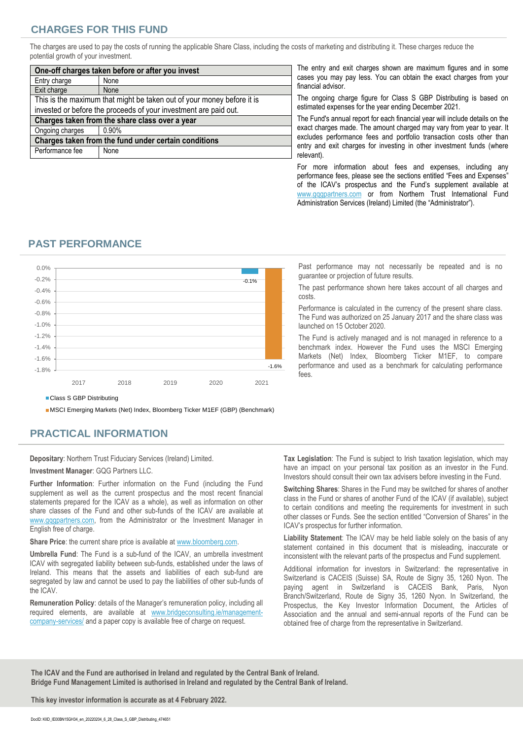## CHARGES FOR THIS FUND

The charges are used to pay the costs of running the applicable Share Class, including the costs of marketing and distributing it. These charges reduce the potential growth of your investment.

| One-off charges taken before or after you invest | |
|---|---|
| Entry charge | None |
| Exit charge | None |
| This is the maximum that might be taken out of your money before it is invested or before the proceeds of your investment are paid out. | |
| **Charges taken from the share class over a year** | |
| Ongoing charges | 0.90% |
| **Charges taken from the fund under certain conditions** | |
| Performance fee | None |

The entry and exit charges shown are maximum figures and in some cases you may pay less. You can obtain the exact charges from your financial advisor.

The ongoing charge figure for Class S GBP Distributing is based on estimated expenses for the year ending December 2021.

The Fund's annual report for each financial year will include details on the exact charges made. The amount charged may vary from year to year. It excludes performance fees and portfolio transaction costs other than entry and exit charges for investing in other investment funds (where relevant).

For more information about fees and expenses, including any performance fees, please see the sections entitled "Fees and Expenses" of the ICAV's prospectus and the Fund's supplement available at www.gqgpartners.com or from Northern Trust International Fund Administration Services (Ireland) Limited (the "Administrator").

## PAST PERFORMANCE

0.0%
-0.2%
-0.4%
-0.6%
-0.8%
-1.0%
-1.2%
-1.4%
-1.6%
-1.8%

-0.1%
-1.6%

2017
2018
2019
2020
2021

Class S GBP Distributing

MSCI Emerging Markets (Net) Index, Bloomberg Ticker M1EF (GBP) (Benchmark)

Past performance may not necessarily be repeated and is no guarantee or projection of future results.

The past performance shown here takes account of all charges and costs.

Performance is calculated in the currency of the present share class. The Fund was authorized on 25 January 2017 and the share class was launched on 15 October 2020.

The Fund is actively managed and is not managed in reference to a benchmark index. However the Fund uses the MSCI Emerging Markets (Net) Index, Bloomberg Ticker M1EF, to compare performance and used as a benchmark for calculating performance fees.

## PRACTICAL INFORMATION

**Depositary**: Northern Trust Fiduciary Services (Ireland) Limited.

**Investment Manager**: GQG Partners LLC.

**Further Information**: Further information on the Fund (including the Fund supplement as well as the current prospectus and the most recent financial statements prepared for the ICAV as a whole), as well as information on other share classes of the Fund and other sub-funds of the ICAV are available at www.gqgpartners.com, from the Administrator or the Investment Manager in English free of charge.

**Share Price**: the current share price is available at www.bloomberg.com.

**Umbrella Fund**: The Fund is a sub-fund of the ICAV, an umbrella investment ICAV with segregated liability between sub-funds, established under the laws of Ireland. This means that the assets and liabilities of each sub-fund are segregated by law and cannot be used to pay the liabilities of other sub-funds of the ICAV.

**Remuneration Policy**: details of the Manager's remuneration policy, including all required elements, are available at www.bridgeconsulting.ie/management-company-services/ and a paper copy is available free of charge on request.

**Tax Legislation**: The Fund is subject to Irish taxation legislation, which may have an impact on your personal tax position as an investor in the Fund. Investors should consult their own tax advisers before investing in the Fund.

**Switching Shares**: Shares in the Fund may be switched for shares of another class in the Fund or shares of another Fund of the ICAV (if available), subject to certain conditions and meeting the requirements for investment in such other classes or Funds. See the section entitled "Conversion of Shares" in the ICAV's prospectus for further information.

**Liability Statement**: The ICAV may be held liable solely on the basis of any statement contained in this document that is misleading, inaccurate or inconsistent with the relevant parts of the prospectus and Fund supplement.

Additional information for investors in Switzerland: the representative in Switzerland is CACEIS (Suisse) SA, Route de Signy 35, 1260 Nyon. The paying agent in Switzerland is CACEIS Bank, Paris, Nyon Branch/Switzerland, Route de Signy 35, 1260 Nyon. In Switzerland, the Prospectus, the Key Investor Information Document, the Articles of Association and the annual and semi-annual reports of the Fund can be obtained free of charge from the representative in Switzerland.

**The ICAV and the Fund are authorised in Ireland and regulated by the Central Bank of Ireland.**
**Bridge Fund Management Limited is authorised in Ireland and regulated by the Central Bank of Ireland.**

**This key investor information is accurate as at 4 February 2022.**

DocID: KIID_IE00BN15GH34_en_20220204_6_28_Class_S_GBP_Distributing_474651